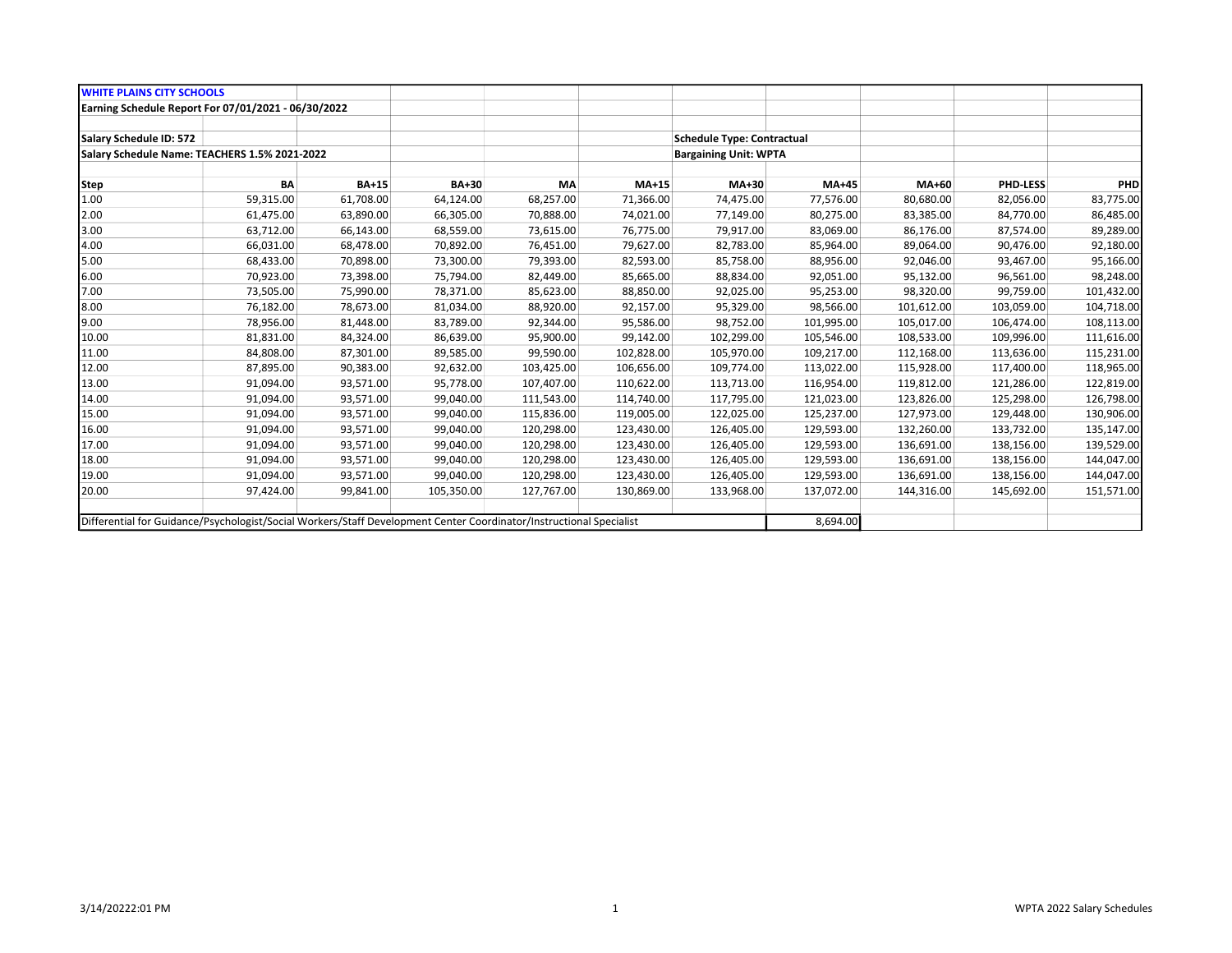**WHITE PLAINS CITY SCHOOLS**

**Earning Schedule Report For 07/01/2021 - 06/30/2022**

**Salary Schedule ID: 572** | **Schedule Type: Contractual**

**Salary Schedule Name: TEACHERS 1.5% 2021-2022** | **Bargaining Unit: WPTA**

| Step | BA | BA+15 | BA+30 | MA | MA+15 | MA+30 | MA+45 | MA+60 | PHD-LESS | PHD |
|---|---|---|---|---|---|---|---|---|---|---|
| 1.00 | 59,315.00 | 61,708.00 | 64,124.00 | 68,257.00 | 71,366.00 | 74,475.00 | 77,576.00 | 80,680.00 | 82,056.00 | 83,775.00 |
| 2.00 | 61,475.00 | 63,890.00 | 66,305.00 | 70,888.00 | 74,021.00 | 77,149.00 | 80,275.00 | 83,385.00 | 84,770.00 | 86,485.00 |
| 3.00 | 63,712.00 | 66,143.00 | 68,559.00 | 73,615.00 | 76,775.00 | 79,917.00 | 83,069.00 | 86,176.00 | 87,574.00 | 89,289.00 |
| 4.00 | 66,031.00 | 68,478.00 | 70,892.00 | 76,451.00 | 79,627.00 | 82,783.00 | 85,964.00 | 89,064.00 | 90,476.00 | 92,180.00 |
| 5.00 | 68,433.00 | 70,898.00 | 73,300.00 | 79,393.00 | 82,593.00 | 85,758.00 | 88,956.00 | 92,046.00 | 93,467.00 | 95,166.00 |
| 6.00 | 70,923.00 | 73,398.00 | 75,794.00 | 82,449.00 | 85,665.00 | 88,834.00 | 92,051.00 | 95,132.00 | 96,561.00 | 98,248.00 |
| 7.00 | 73,505.00 | 75,990.00 | 78,371.00 | 85,623.00 | 88,850.00 | 92,025.00 | 95,253.00 | 98,320.00 | 99,759.00 | 101,432.00 |
| 8.00 | 76,182.00 | 78,673.00 | 81,034.00 | 88,920.00 | 92,157.00 | 95,329.00 | 98,566.00 | 101,612.00 | 103,059.00 | 104,718.00 |
| 9.00 | 78,956.00 | 81,448.00 | 83,789.00 | 92,344.00 | 95,586.00 | 98,752.00 | 101,995.00 | 105,017.00 | 106,474.00 | 108,113.00 |
| 10.00 | 81,831.00 | 84,324.00 | 86,639.00 | 95,900.00 | 99,142.00 | 102,299.00 | 105,546.00 | 108,533.00 | 109,996.00 | 111,616.00 |
| 11.00 | 84,808.00 | 87,301.00 | 89,585.00 | 99,590.00 | 102,828.00 | 105,970.00 | 109,217.00 | 112,168.00 | 113,636.00 | 115,231.00 |
| 12.00 | 87,895.00 | 90,383.00 | 92,632.00 | 103,425.00 | 106,656.00 | 109,774.00 | 113,022.00 | 115,928.00 | 117,400.00 | 118,965.00 |
| 13.00 | 91,094.00 | 93,571.00 | 95,778.00 | 107,407.00 | 110,622.00 | 113,713.00 | 116,954.00 | 119,812.00 | 121,286.00 | 122,819.00 |
| 14.00 | 91,094.00 | 93,571.00 | 99,040.00 | 111,543.00 | 114,740.00 | 117,795.00 | 121,023.00 | 123,826.00 | 125,298.00 | 126,798.00 |
| 15.00 | 91,094.00 | 93,571.00 | 99,040.00 | 115,836.00 | 119,005.00 | 122,025.00 | 125,237.00 | 127,973.00 | 129,448.00 | 130,906.00 |
| 16.00 | 91,094.00 | 93,571.00 | 99,040.00 | 120,298.00 | 123,430.00 | 126,405.00 | 129,593.00 | 132,260.00 | 133,732.00 | 135,147.00 |
| 17.00 | 91,094.00 | 93,571.00 | 99,040.00 | 120,298.00 | 123,430.00 | 126,405.00 | 129,593.00 | 136,691.00 | 138,156.00 | 139,529.00 |
| 18.00 | 91,094.00 | 93,571.00 | 99,040.00 | 120,298.00 | 123,430.00 | 126,405.00 | 129,593.00 | 136,691.00 | 138,156.00 | 144,047.00 |
| 19.00 | 91,094.00 | 93,571.00 | 99,040.00 | 120,298.00 | 123,430.00 | 126,405.00 | 129,593.00 | 136,691.00 | 138,156.00 | 144,047.00 |
| 20.00 | 97,424.00 | 99,841.00 | 105,350.00 | 127,767.00 | 130,869.00 | 133,968.00 | 137,072.00 | 144,316.00 | 145,692.00 | 151,571.00 |

Differential for Guidance/Psychologist/Social Workers/Staff Development Center Coordinator/Instructional Specialist: 8,694.00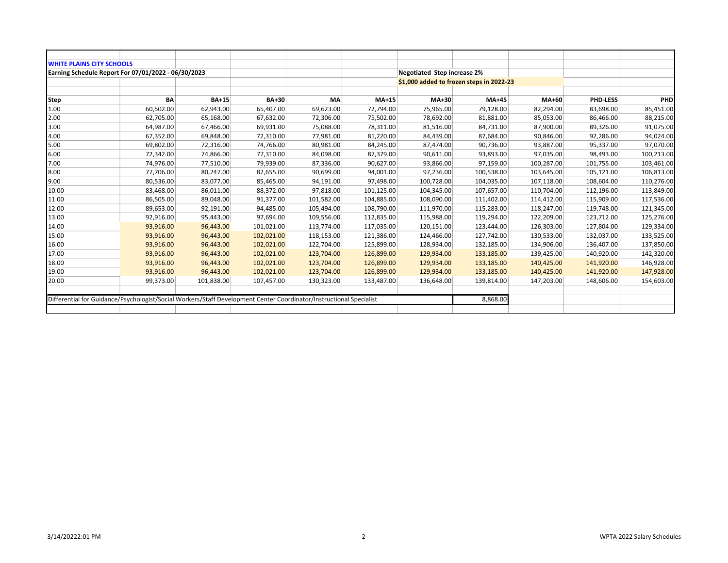**WHITE PLAINS CITY SCHOOLS**

**Earning Schedule Report For 07/01/2022 - 06/30/2023**

**Negotiated Step increase 2%**

**$1,000 added to frozen steps in 2022-23**

| Step | BA | BA+15 | BA+30 | MA | MA+15 | MA+30 | MA+45 | MA+60 | PHD-LESS | PHD |
|---|---|---|---|---|---|---|---|---|---|---|
| 1.00 | 60,502.00 | 62,943.00 | 65,407.00 | 69,623.00 | 72,794.00 | 75,965.00 | 79,128.00 | 82,294.00 | 83,698.00 | 85,451.00 |
| 2.00 | 62,705.00 | 65,168.00 | 67,632.00 | 72,306.00 | 75,502.00 | 78,692.00 | 81,881.00 | 85,053.00 | 86,466.00 | 88,215.00 |
| 3.00 | 64,987.00 | 67,466.00 | 69,931.00 | 75,088.00 | 78,311.00 | 81,516.00 | 84,731.00 | 87,900.00 | 89,326.00 | 91,075.00 |
| 4.00 | 67,352.00 | 69,848.00 | 72,310.00 | 77,981.00 | 81,220.00 | 84,439.00 | 87,684.00 | 90,846.00 | 92,286.00 | 94,024.00 |
| 5.00 | 69,802.00 | 72,316.00 | 74,766.00 | 80,981.00 | 84,245.00 | 87,474.00 | 90,736.00 | 93,887.00 | 95,337.00 | 97,070.00 |
| 6.00 | 72,342.00 | 74,866.00 | 77,310.00 | 84,098.00 | 87,379.00 | 90,611.00 | 93,893.00 | 97,035.00 | 98,493.00 | 100,213.00 |
| 7.00 | 74,976.00 | 77,510.00 | 79,939.00 | 87,336.00 | 90,627.00 | 93,866.00 | 97,159.00 | 100,287.00 | 101,755.00 | 103,461.00 |
| 8.00 | 77,706.00 | 80,247.00 | 82,655.00 | 90,699.00 | 94,001.00 | 97,236.00 | 100,538.00 | 103,645.00 | 105,121.00 | 106,813.00 |
| 9.00 | 80,536.00 | 83,077.00 | 85,465.00 | 94,191.00 | 97,498.00 | 100,728.00 | 104,035.00 | 107,118.00 | 108,604.00 | 110,276.00 |
| 10.00 | 83,468.00 | 86,011.00 | 88,372.00 | 97,818.00 | 101,125.00 | 104,345.00 | 107,657.00 | 110,704.00 | 112,196.00 | 113,849.00 |
| 11.00 | 86,505.00 | 89,048.00 | 91,377.00 | 101,582.00 | 104,885.00 | 108,090.00 | 111,402.00 | 114,412.00 | 115,909.00 | 117,536.00 |
| 12.00 | 89,653.00 | 92,191.00 | 94,485.00 | 105,494.00 | 108,790.00 | 111,970.00 | 115,283.00 | 118,247.00 | 119,748.00 | 121,345.00 |
| 13.00 | 92,916.00 | 95,443.00 | 97,694.00 | 109,556.00 | 112,835.00 | 115,988.00 | 119,294.00 | 122,209.00 | 123,712.00 | 125,276.00 |
| 14.00 | 93,916.00 | 96,443.00 | 101,021.00 | 113,774.00 | 117,035.00 | 120,151.00 | 123,444.00 | 126,303.00 | 127,804.00 | 129,334.00 |
| 15.00 | 93,916.00 | 96,443.00 | 102,021.00 | 118,153.00 | 121,386.00 | 124,466.00 | 127,742.00 | 130,533.00 | 132,037.00 | 133,525.00 |
| 16.00 | 93,916.00 | 96,443.00 | 102,021.00 | 122,704.00 | 125,899.00 | 128,934.00 | 132,185.00 | 134,906.00 | 136,407.00 | 137,850.00 |
| 17.00 | 93,916.00 | 96,443.00 | 102,021.00 | 123,704.00 | 126,899.00 | 129,934.00 | 133,185.00 | 139,425.00 | 140,920.00 | 142,320.00 |
| 18.00 | 93,916.00 | 96,443.00 | 102,021.00 | 123,704.00 | 126,899.00 | 129,934.00 | 133,185.00 | 140,425.00 | 141,920.00 | 146,928.00 |
| 19.00 | 93,916.00 | 96,443.00 | 102,021.00 | 123,704.00 | 126,899.00 | 129,934.00 | 133,185.00 | 140,425.00 | 141,920.00 | 147,928.00 |
| 20.00 | 99,373.00 | 101,838.00 | 107,457.00 | 130,323.00 | 133,487.00 | 136,648.00 | 139,814.00 | 147,203.00 | 148,606.00 | 154,603.00 |

Differential for Guidance/Psychologist/Social Workers/Staff Development Center Coordinator/Instructional Specialist: 8,868.00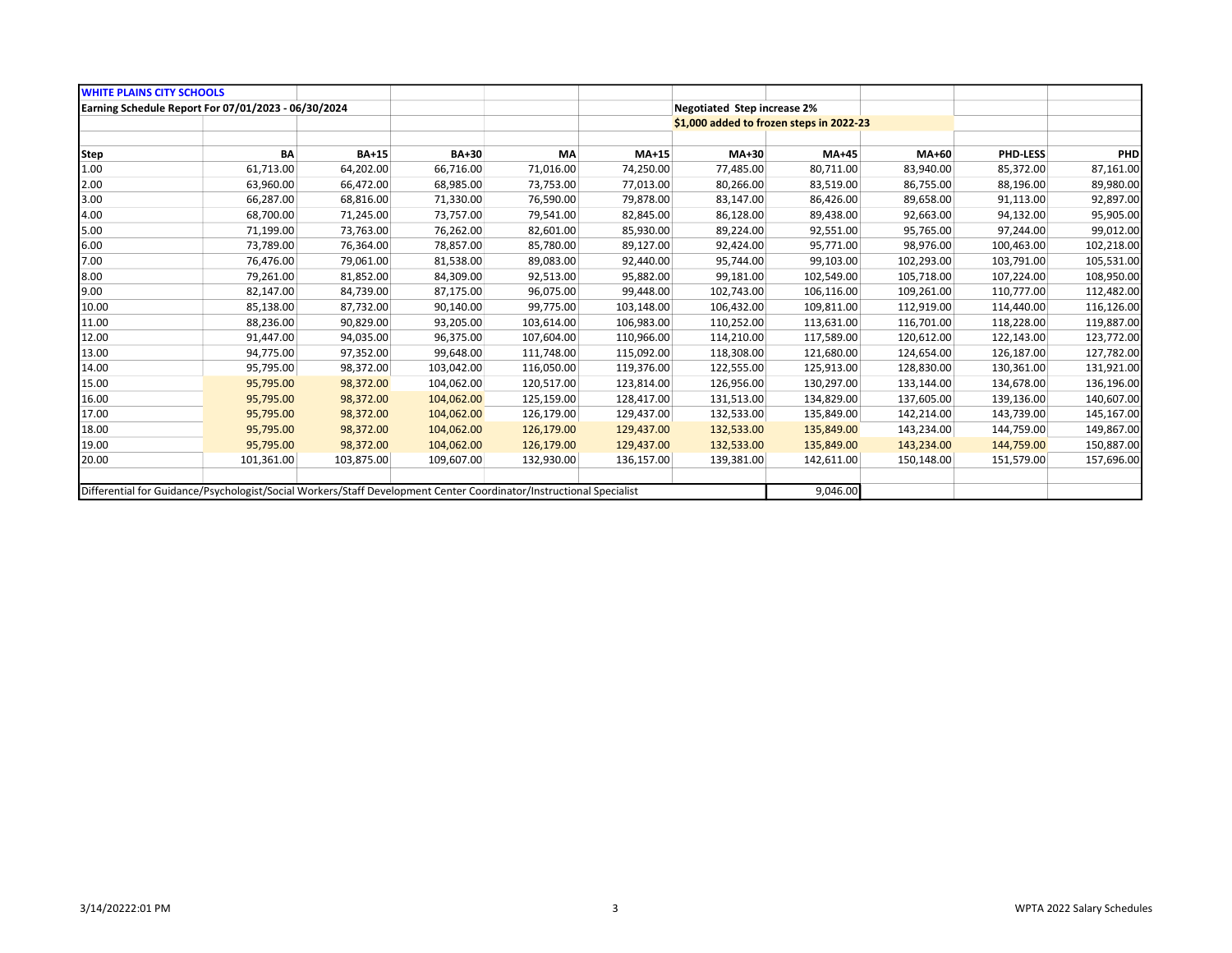**WHITE PLAINS CITY SCHOOLS**

**Earning Schedule Report For 07/01/2023 - 06/30/2024**

**Negotiated Step increase 2%**

**$1,000 added to frozen steps in 2022-23**

| Step | BA | BA+15 | BA+30 | MA | MA+15 | MA+30 | MA+45 | MA+60 | PHD-LESS | PHD |
|---|---|---|---|---|---|---|---|---|---|---|
| 1.00 | 61,713.00 | 64,202.00 | 66,716.00 | 71,016.00 | 74,250.00 | 77,485.00 | 80,711.00 | 83,940.00 | 85,372.00 | 87,161.00 |
| 2.00 | 63,960.00 | 66,472.00 | 68,985.00 | 73,753.00 | 77,013.00 | 80,266.00 | 83,519.00 | 86,755.00 | 88,196.00 | 89,980.00 |
| 3.00 | 66,287.00 | 68,816.00 | 71,330.00 | 76,590.00 | 79,878.00 | 83,147.00 | 86,426.00 | 89,658.00 | 91,113.00 | 92,897.00 |
| 4.00 | 68,700.00 | 71,245.00 | 73,757.00 | 79,541.00 | 82,845.00 | 86,128.00 | 89,438.00 | 92,663.00 | 94,132.00 | 95,905.00 |
| 5.00 | 71,199.00 | 73,763.00 | 76,262.00 | 82,601.00 | 85,930.00 | 89,224.00 | 92,551.00 | 95,765.00 | 97,244.00 | 99,012.00 |
| 6.00 | 73,789.00 | 76,364.00 | 78,857.00 | 85,780.00 | 89,127.00 | 92,424.00 | 95,771.00 | 98,976.00 | 100,463.00 | 102,218.00 |
| 7.00 | 76,476.00 | 79,061.00 | 81,538.00 | 89,083.00 | 92,440.00 | 95,744.00 | 99,103.00 | 102,293.00 | 103,791.00 | 105,531.00 |
| 8.00 | 79,261.00 | 81,852.00 | 84,309.00 | 92,513.00 | 95,882.00 | 99,181.00 | 102,549.00 | 105,718.00 | 107,224.00 | 108,950.00 |
| 9.00 | 82,147.00 | 84,739.00 | 87,175.00 | 96,075.00 | 99,448.00 | 102,743.00 | 106,116.00 | 109,261.00 | 110,777.00 | 112,482.00 |
| 10.00 | 85,138.00 | 87,732.00 | 90,140.00 | 99,775.00 | 103,148.00 | 106,432.00 | 109,811.00 | 112,919.00 | 114,440.00 | 116,126.00 |
| 11.00 | 88,236.00 | 90,829.00 | 93,205.00 | 103,614.00 | 106,983.00 | 110,252.00 | 113,631.00 | 116,701.00 | 118,228.00 | 119,887.00 |
| 12.00 | 91,447.00 | 94,035.00 | 96,375.00 | 107,604.00 | 110,966.00 | 114,210.00 | 117,589.00 | 120,612.00 | 122,143.00 | 123,772.00 |
| 13.00 | 94,775.00 | 97,352.00 | 99,648.00 | 111,748.00 | 115,092.00 | 118,308.00 | 121,680.00 | 124,654.00 | 126,187.00 | 127,782.00 |
| 14.00 | 95,795.00 | 98,372.00 | 103,042.00 | 116,050.00 | 119,376.00 | 122,555.00 | 125,913.00 | 128,830.00 | 130,361.00 | 131,921.00 |
| 15.00 | 95,795.00 | 98,372.00 | 104,062.00 | 120,517.00 | 123,814.00 | 126,956.00 | 130,297.00 | 133,144.00 | 134,678.00 | 136,196.00 |
| 16.00 | 95,795.00 | 98,372.00 | 104,062.00 | 125,159.00 | 128,417.00 | 131,513.00 | 134,829.00 | 137,605.00 | 139,136.00 | 140,607.00 |
| 17.00 | 95,795.00 | 98,372.00 | 104,062.00 | 126,179.00 | 129,437.00 | 132,533.00 | 135,849.00 | 142,214.00 | 143,739.00 | 145,167.00 |
| 18.00 | 95,795.00 | 98,372.00 | 104,062.00 | 126,179.00 | 129,437.00 | 132,533.00 | 135,849.00 | 143,234.00 | 144,759.00 | 149,867.00 |
| 19.00 | 95,795.00 | 98,372.00 | 104,062.00 | 126,179.00 | 129,437.00 | 132,533.00 | 135,849.00 | 143,234.00 | 144,759.00 | 150,887.00 |
| 20.00 | 101,361.00 | 103,875.00 | 109,607.00 | 132,930.00 | 136,157.00 | 139,381.00 | 142,611.00 | 150,148.00 | 151,579.00 | 157,696.00 |

Differential for Guidance/Psychologist/Social Workers/Staff Development Center Coordinator/Instructional Specialist: 9,046.00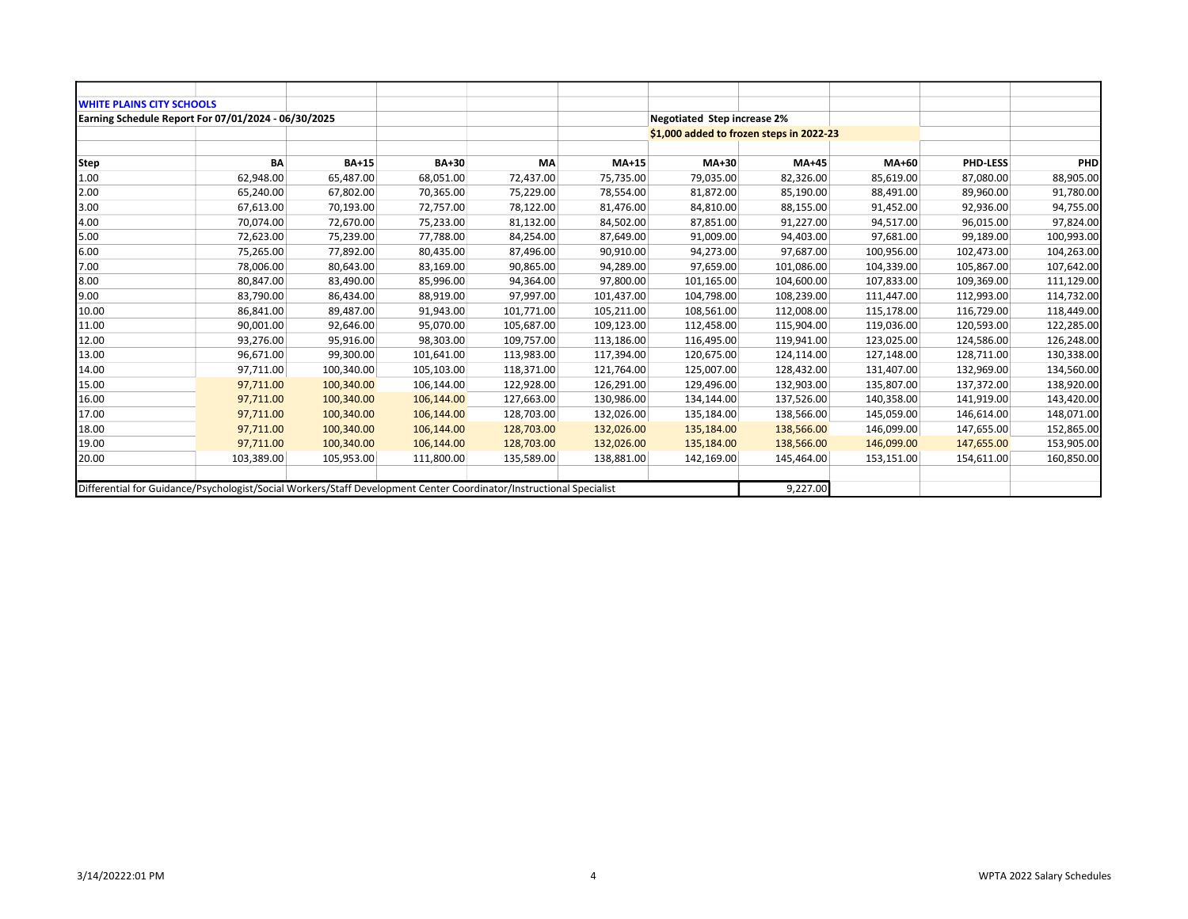**WHITE PLAINS CITY SCHOOLS**

**Earning Schedule Report For 07/01/2024 - 06/30/2025**

**Negotiated Step increase 2%**

**$1,000 added to frozen steps in 2022-23**

| Step | BA | BA+15 | BA+30 | MA | MA+15 | MA+30 | MA+45 | MA+60 | PHD-LESS | PHD |
|---|---|---|---|---|---|---|---|---|---|---|
| 1.00 | 62,948.00 | 65,487.00 | 68,051.00 | 72,437.00 | 75,735.00 | 79,035.00 | 82,326.00 | 85,619.00 | 87,080.00 | 88,905.00 |
| 2.00 | 65,240.00 | 67,802.00 | 70,365.00 | 75,229.00 | 78,554.00 | 81,872.00 | 85,190.00 | 88,491.00 | 89,960.00 | 91,780.00 |
| 3.00 | 67,613.00 | 70,193.00 | 72,757.00 | 78,122.00 | 81,476.00 | 84,810.00 | 88,155.00 | 91,452.00 | 92,936.00 | 94,755.00 |
| 4.00 | 70,074.00 | 72,670.00 | 75,233.00 | 81,132.00 | 84,502.00 | 87,851.00 | 91,227.00 | 94,517.00 | 96,015.00 | 97,824.00 |
| 5.00 | 72,623.00 | 75,239.00 | 77,788.00 | 84,254.00 | 87,649.00 | 91,009.00 | 94,403.00 | 97,681.00 | 99,189.00 | 100,993.00 |
| 6.00 | 75,265.00 | 77,892.00 | 80,435.00 | 87,496.00 | 90,910.00 | 94,273.00 | 97,687.00 | 100,956.00 | 102,473.00 | 104,263.00 |
| 7.00 | 78,006.00 | 80,643.00 | 83,169.00 | 90,865.00 | 94,289.00 | 97,659.00 | 101,086.00 | 104,339.00 | 105,867.00 | 107,642.00 |
| 8.00 | 80,847.00 | 83,490.00 | 85,996.00 | 94,364.00 | 97,800.00 | 101,165.00 | 104,600.00 | 107,833.00 | 109,369.00 | 111,129.00 |
| 9.00 | 83,790.00 | 86,434.00 | 88,919.00 | 97,997.00 | 101,437.00 | 104,798.00 | 108,239.00 | 111,447.00 | 112,993.00 | 114,732.00 |
| 10.00 | 86,841.00 | 89,487.00 | 91,943.00 | 101,771.00 | 105,211.00 | 108,561.00 | 112,008.00 | 115,178.00 | 116,729.00 | 118,449.00 |
| 11.00 | 90,001.00 | 92,646.00 | 95,070.00 | 105,687.00 | 109,123.00 | 112,458.00 | 115,904.00 | 119,036.00 | 120,593.00 | 122,285.00 |
| 12.00 | 93,276.00 | 95,916.00 | 98,303.00 | 109,757.00 | 113,186.00 | 116,495.00 | 119,941.00 | 123,025.00 | 124,586.00 | 126,248.00 |
| 13.00 | 96,671.00 | 99,300.00 | 101,641.00 | 113,983.00 | 117,394.00 | 120,675.00 | 124,114.00 | 127,148.00 | 128,711.00 | 130,338.00 |
| 14.00 | 97,711.00 | 100,340.00 | 105,103.00 | 118,371.00 | 121,764.00 | 125,007.00 | 128,432.00 | 131,407.00 | 132,969.00 | 134,560.00 |
| 15.00 | 97,711.00 | 100,340.00 | 106,144.00 | 122,928.00 | 126,291.00 | 129,496.00 | 132,903.00 | 135,807.00 | 137,372.00 | 138,920.00 |
| 16.00 | 97,711.00 | 100,340.00 | 106,144.00 | 127,663.00 | 130,986.00 | 134,144.00 | 137,526.00 | 140,358.00 | 141,919.00 | 143,420.00 |
| 17.00 | 97,711.00 | 100,340.00 | 106,144.00 | 128,703.00 | 132,026.00 | 135,184.00 | 138,566.00 | 145,059.00 | 146,614.00 | 148,071.00 |
| 18.00 | 97,711.00 | 100,340.00 | 106,144.00 | 128,703.00 | 132,026.00 | 135,184.00 | 138,566.00 | 146,099.00 | 147,655.00 | 152,865.00 |
| 19.00 | 97,711.00 | 100,340.00 | 106,144.00 | 128,703.00 | 132,026.00 | 135,184.00 | 138,566.00 | 146,099.00 | 147,655.00 | 153,905.00 |
| 20.00 | 103,389.00 | 105,953.00 | 111,800.00 | 135,589.00 | 138,881.00 | 142,169.00 | 145,464.00 | 153,151.00 | 154,611.00 | 160,850.00 |

Differential for Guidance/Psychologist/Social Workers/Staff Development Center Coordinator/Instructional Specialist: 9,227.00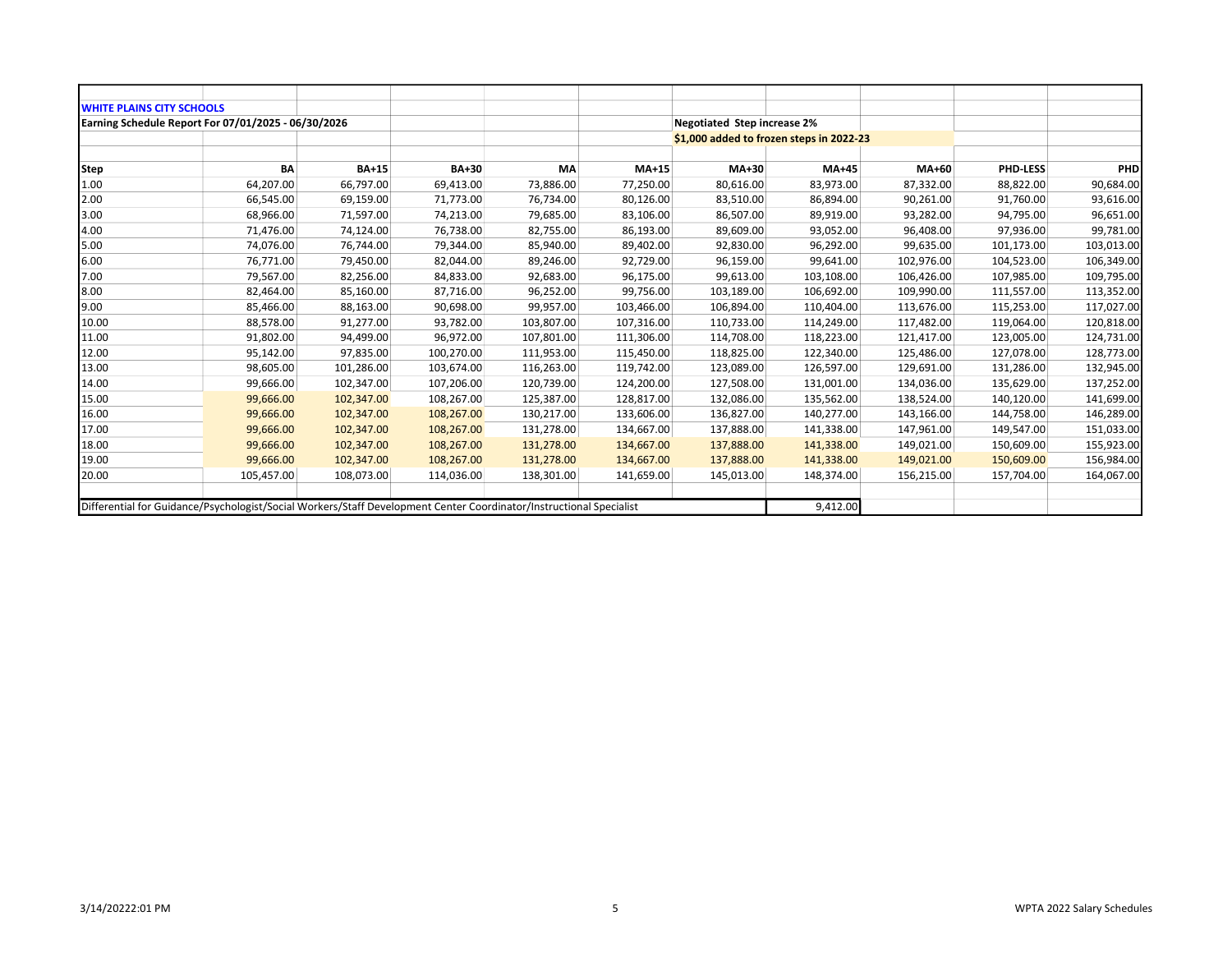**WHITE PLAINS CITY SCHOOLS**

**Earning Schedule Report For 07/01/2025 - 06/30/2026**

**Negotiated Step increase 2%**

**$1,000 added to frozen steps in 2022-23**

| Step | BA | BA+15 | BA+30 | MA | MA+15 | MA+30 | MA+45 | MA+60 | PHD-LESS | PHD |
|---|---|---|---|---|---|---|---|---|---|---|
| 1.00 | 64,207.00 | 66,797.00 | 69,413.00 | 73,886.00 | 77,250.00 | 80,616.00 | 83,973.00 | 87,332.00 | 88,822.00 | 90,684.00 |
| 2.00 | 66,545.00 | 69,159.00 | 71,773.00 | 76,734.00 | 80,126.00 | 83,510.00 | 86,894.00 | 90,261.00 | 91,760.00 | 93,616.00 |
| 3.00 | 68,966.00 | 71,597.00 | 74,213.00 | 79,685.00 | 83,106.00 | 86,507.00 | 89,919.00 | 93,282.00 | 94,795.00 | 96,651.00 |
| 4.00 | 71,476.00 | 74,124.00 | 76,738.00 | 82,755.00 | 86,193.00 | 89,609.00 | 93,052.00 | 96,408.00 | 97,936.00 | 99,781.00 |
| 5.00 | 74,076.00 | 76,744.00 | 79,344.00 | 85,940.00 | 89,402.00 | 92,830.00 | 96,292.00 | 99,635.00 | 101,173.00 | 103,013.00 |
| 6.00 | 76,771.00 | 79,450.00 | 82,044.00 | 89,246.00 | 92,729.00 | 96,159.00 | 99,641.00 | 102,976.00 | 104,523.00 | 106,349.00 |
| 7.00 | 79,567.00 | 82,256.00 | 84,833.00 | 92,683.00 | 96,175.00 | 99,613.00 | 103,108.00 | 106,426.00 | 107,985.00 | 109,795.00 |
| 8.00 | 82,464.00 | 85,160.00 | 87,716.00 | 96,252.00 | 99,756.00 | 103,189.00 | 106,692.00 | 109,990.00 | 111,557.00 | 113,352.00 |
| 9.00 | 85,466.00 | 88,163.00 | 90,698.00 | 99,957.00 | 103,466.00 | 106,894.00 | 110,404.00 | 113,676.00 | 115,253.00 | 117,027.00 |
| 10.00 | 88,578.00 | 91,277.00 | 93,782.00 | 103,807.00 | 107,316.00 | 110,733.00 | 114,249.00 | 117,482.00 | 119,064.00 | 120,818.00 |
| 11.00 | 91,802.00 | 94,499.00 | 96,972.00 | 107,801.00 | 111,306.00 | 114,708.00 | 118,223.00 | 121,417.00 | 123,005.00 | 124,731.00 |
| 12.00 | 95,142.00 | 97,835.00 | 100,270.00 | 111,953.00 | 115,450.00 | 118,825.00 | 122,340.00 | 125,486.00 | 127,078.00 | 128,773.00 |
| 13.00 | 98,605.00 | 101,286.00 | 103,674.00 | 116,263.00 | 119,742.00 | 123,089.00 | 126,597.00 | 129,691.00 | 131,286.00 | 132,945.00 |
| 14.00 | 99,666.00 | 102,347.00 | 107,206.00 | 120,739.00 | 124,200.00 | 127,508.00 | 131,001.00 | 134,036.00 | 135,629.00 | 137,252.00 |
| 15.00 | 99,666.00 | 102,347.00 | 108,267.00 | 125,387.00 | 128,817.00 | 132,086.00 | 135,562.00 | 138,524.00 | 140,120.00 | 141,699.00 |
| 16.00 | 99,666.00 | 102,347.00 | 108,267.00 | 130,217.00 | 133,606.00 | 136,827.00 | 140,277.00 | 143,166.00 | 144,758.00 | 146,289.00 |
| 17.00 | 99,666.00 | 102,347.00 | 108,267.00 | 131,278.00 | 134,667.00 | 137,888.00 | 141,338.00 | 147,961.00 | 149,547.00 | 151,033.00 |
| 18.00 | 99,666.00 | 102,347.00 | 108,267.00 | 131,278.00 | 134,667.00 | 137,888.00 | 141,338.00 | 149,021.00 | 150,609.00 | 155,923.00 |
| 19.00 | 99,666.00 | 102,347.00 | 108,267.00 | 131,278.00 | 134,667.00 | 137,888.00 | 141,338.00 | 149,021.00 | 150,609.00 | 156,984.00 |
| 20.00 | 105,457.00 | 108,073.00 | 114,036.00 | 138,301.00 | 141,659.00 | 145,013.00 | 148,374.00 | 156,215.00 | 157,704.00 | 164,067.00 |

Differential for Guidance/Psychologist/Social Workers/Staff Development Center Coordinator/Instructional Specialist: 9,412.00